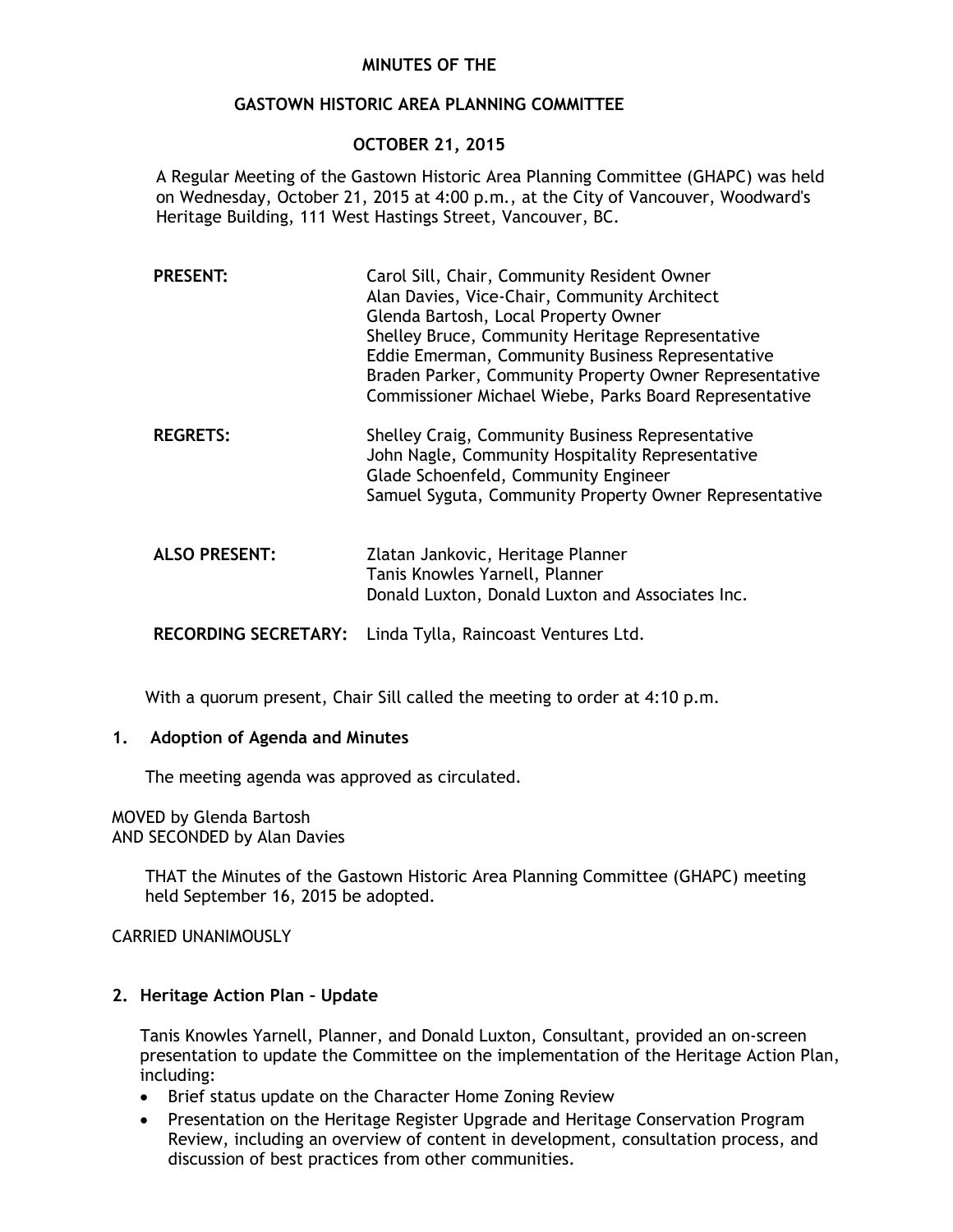# MINUTES OF THE

## GASTOWN HISTORIC AREA PLANNING COMMITTEE

## OCTOBER 21, 2015

A Regular Meeting of the Gastown Historic Area Planning Committee (GHAPC) was held on Wednesday, October 21, 2015 at 4:00 p.m., at the City of Vancouver, Woodward's Heritage Building, 111 West Hastings Street, Vancouver, BC.

| | |
|---|---|
| **PRESENT:** | Carol Sill, Chair, Community Resident Owner<br>Alan Davies, Vice-Chair, Community Architect<br>Glenda Bartosh, Local Property Owner<br>Shelley Bruce, Community Heritage Representative<br>Eddie Emerman, Community Business Representative<br>Braden Parker, Community Property Owner Representative<br>Commissioner Michael Wiebe, Parks Board Representative |
| **REGRETS:** | Shelley Craig, Community Business Representative<br>John Nagle, Community Hospitality Representative<br>Glade Schoenfeld, Community Engineer<br>Samuel Syguta, Community Property Owner Representative |
| **ALSO PRESENT:** | Zlatan Jankovic, Heritage Planner<br>Tanis Knowles Yarnell, Planner<br>Donald Luxton, Donald Luxton and Associates Inc. |
| **RECORDING SECRETARY:** | Linda Tylla, Raincoast Ventures Ltd. |

With a quorum present, Chair Sill called the meeting to order at 4:10 p.m.

### 1. Adoption of Agenda and Minutes

The meeting agenda was approved as circulated.

MOVED by Glenda Bartosh
AND SECONDED by Alan Davies

THAT the Minutes of the Gastown Historic Area Planning Committee (GHAPC) meeting held September 16, 2015 be adopted.

CARRIED UNANIMOUSLY

### 2. Heritage Action Plan – Update

Tanis Knowles Yarnell, Planner, and Donald Luxton, Consultant, provided an on-screen presentation to update the Committee on the implementation of the Heritage Action Plan, including:

- Brief status update on the Character Home Zoning Review
- Presentation on the Heritage Register Upgrade and Heritage Conservation Program Review, including an overview of content in development, consultation process, and discussion of best practices from other communities.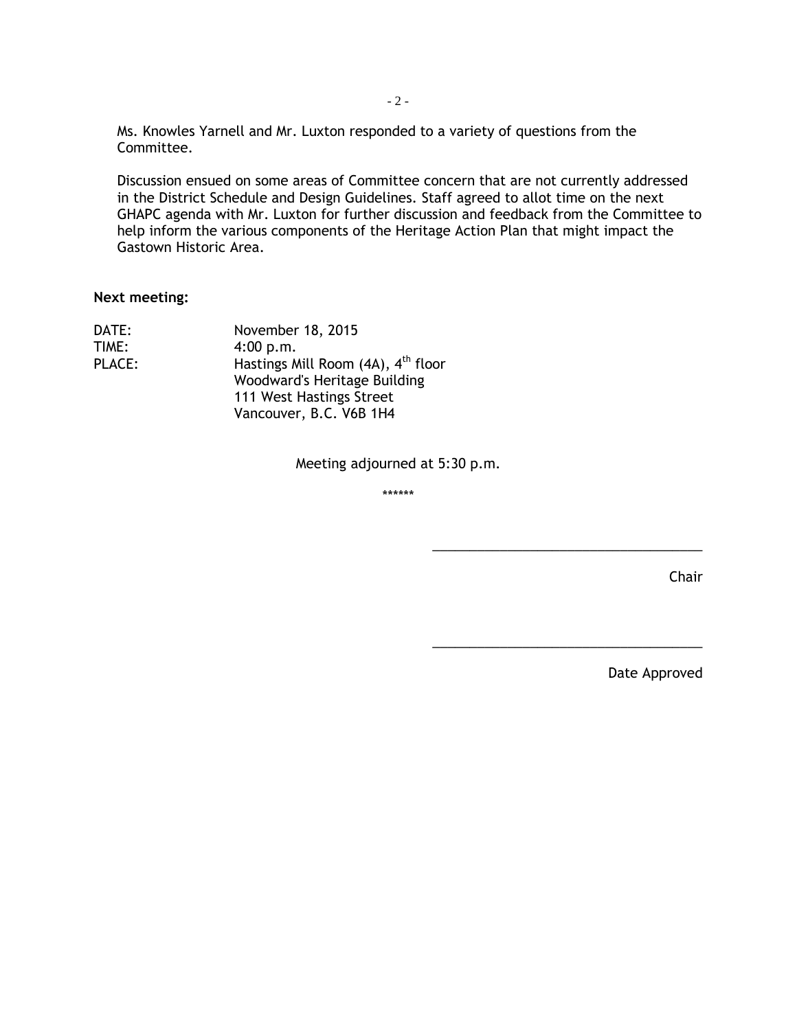Ms. Knowles Yarnell and Mr. Luxton responded to a variety of questions from the Committee.

Discussion ensued on some areas of Committee concern that are not currently addressed in the District Schedule and Design Guidelines. Staff agreed to allot time on the next GHAPC agenda with Mr. Luxton for further discussion and feedback from the Committee to help inform the various components of the Heritage Action Plan that might impact the Gastown Historic Area.

**Next meeting:**

DATE: November 18, 2015
TIME: 4:00 p.m.
PLACE: Hastings Mill Room (4A), 4th floor
Woodward's Heritage Building
111 West Hastings Street
Vancouver, B.C. V6B 1H4

Meeting adjourned at 5:30 p.m.

******

\_\_\_\_\_\_\_\_\_\_\_\_\_\_\_\_\_\_\_\_\_\_\_\_\_\_\_\_\_\_\_\_\_\_\_\_

Chair

\_\_\_\_\_\_\_\_\_\_\_\_\_\_\_\_\_\_\_\_\_\_\_\_\_\_\_\_\_\_\_\_\_\_\_\_

Date Approved